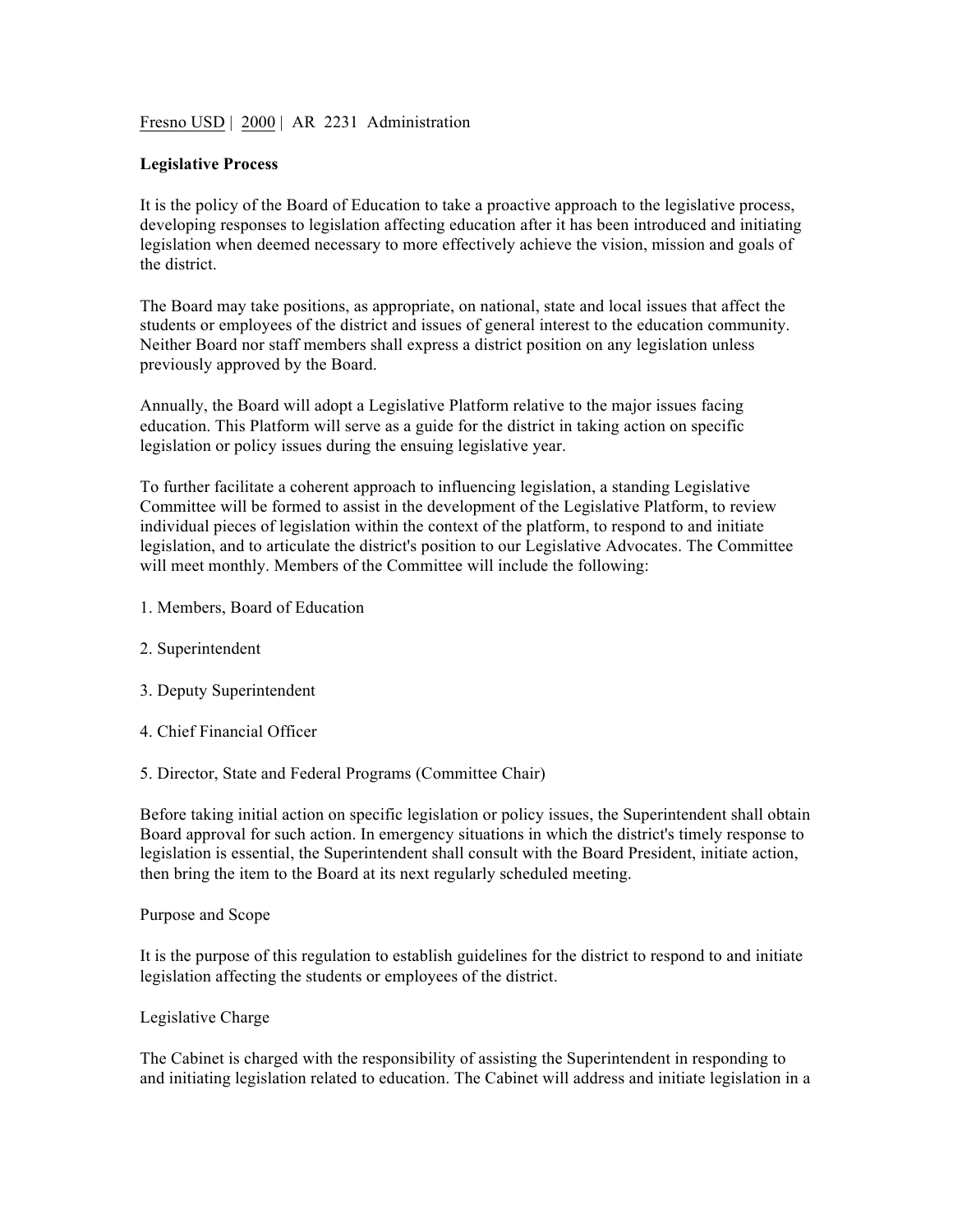Fresno USD | 2000 | AR 2231 Administration

**Legislative Process**

It is the policy of the Board of Education to take a proactive approach to the legislative process, developing responses to legislation affecting education after it has been introduced and initiating legislation when deemed necessary to more effectively achieve the vision, mission and goals of the district.

The Board may take positions, as appropriate, on national, state and local issues that affect the students or employees of the district and issues of general interest to the education community. Neither Board nor staff members shall express a district position on any legislation unless previously approved by the Board.

Annually, the Board will adopt a Legislative Platform relative to the major issues facing education. This Platform will serve as a guide for the district in taking action on specific legislation or policy issues during the ensuing legislative year.

To further facilitate a coherent approach to influencing legislation, a standing Legislative Committee will be formed to assist in the development of the Legislative Platform, to review individual pieces of legislation within the context of the platform, to respond to and initiate legislation, and to articulate the district's position to our Legislative Advocates. The Committee will meet monthly. Members of the Committee will include the following:

1. Members, Board of Education

2. Superintendent

3. Deputy Superintendent

4. Chief Financial Officer

5. Director, State and Federal Programs (Committee Chair)

Before taking initial action on specific legislation or policy issues, the Superintendent shall obtain Board approval for such action. In emergency situations in which the district's timely response to legislation is essential, the Superintendent shall consult with the Board President, initiate action, then bring the item to the Board at its next regularly scheduled meeting.

Purpose and Scope

It is the purpose of this regulation to establish guidelines for the district to respond to and initiate legislation affecting the students or employees of the district.

Legislative Charge

The Cabinet is charged with the responsibility of assisting the Superintendent in responding to and initiating legislation related to education. The Cabinet will address and initiate legislation in a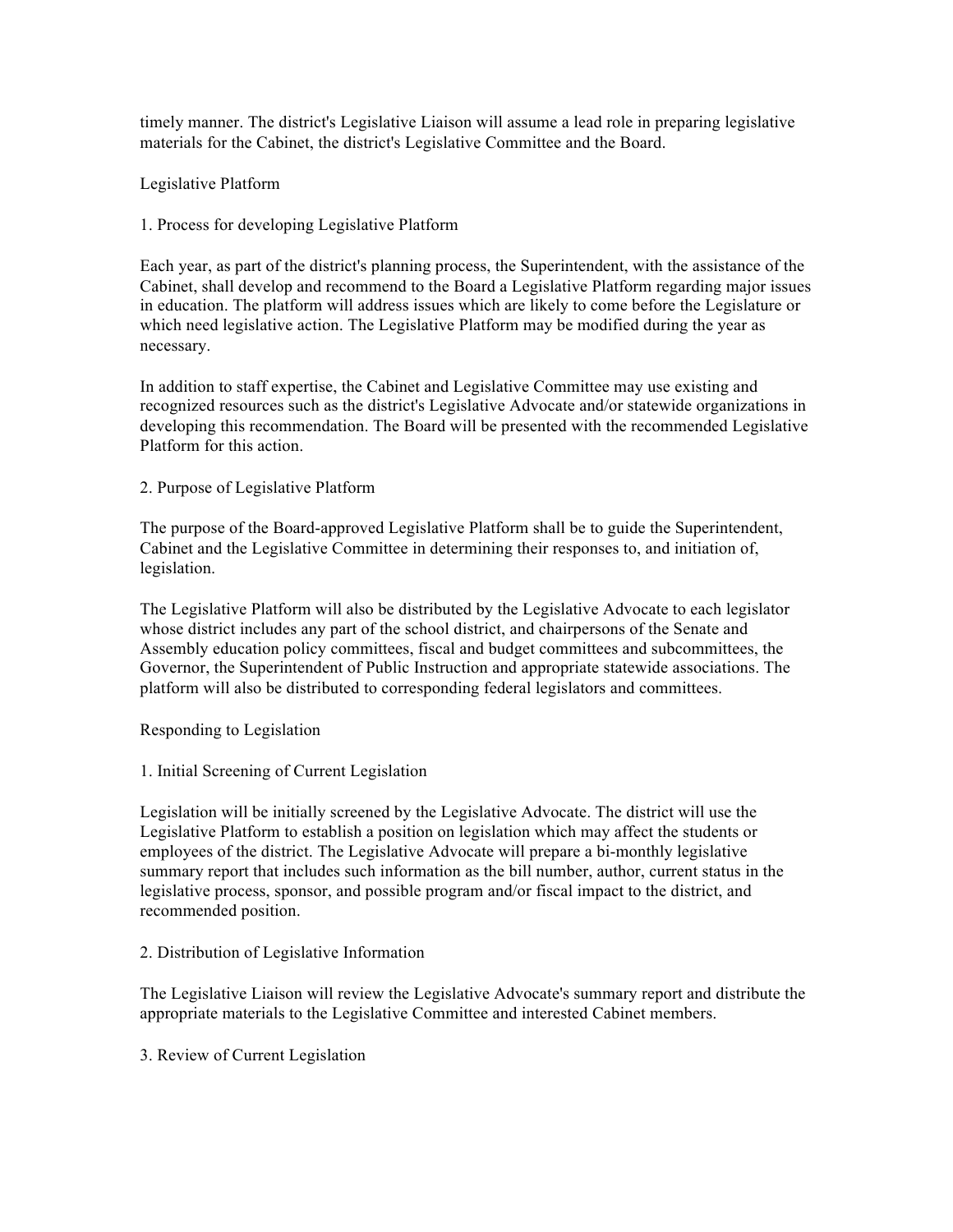timely manner. The district's Legislative Liaison will assume a lead role in preparing legislative materials for the Cabinet, the district's Legislative Committee and the Board.

## Legislative Platform

### 1. Process for developing Legislative Platform

Each year, as part of the district's planning process, the Superintendent, with the assistance of the Cabinet, shall develop and recommend to the Board a Legislative Platform regarding major issues in education. The platform will address issues which are likely to come before the Legislature or which need legislative action. The Legislative Platform may be modified during the year as necessary.

In addition to staff expertise, the Cabinet and Legislative Committee may use existing and recognized resources such as the district's Legislative Advocate and/or statewide organizations in developing this recommendation. The Board will be presented with the recommended Legislative Platform for this action.

### 2. Purpose of Legislative Platform

The purpose of the Board-approved Legislative Platform shall be to guide the Superintendent, Cabinet and the Legislative Committee in determining their responses to, and initiation of, legislation.

The Legislative Platform will also be distributed by the Legislative Advocate to each legislator whose district includes any part of the school district, and chairpersons of the Senate and Assembly education policy committees, fiscal and budget committees and subcommittees, the Governor, the Superintendent of Public Instruction and appropriate statewide associations. The platform will also be distributed to corresponding federal legislators and committees.

## Responding to Legislation

### 1. Initial Screening of Current Legislation

Legislation will be initially screened by the Legislative Advocate. The district will use the Legislative Platform to establish a position on legislation which may affect the students or employees of the district. The Legislative Advocate will prepare a bi-monthly legislative summary report that includes such information as the bill number, author, current status in the legislative process, sponsor, and possible program and/or fiscal impact to the district, and recommended position.

### 2. Distribution of Legislative Information

The Legislative Liaison will review the Legislative Advocate's summary report and distribute the appropriate materials to the Legislative Committee and interested Cabinet members.

### 3. Review of Current Legislation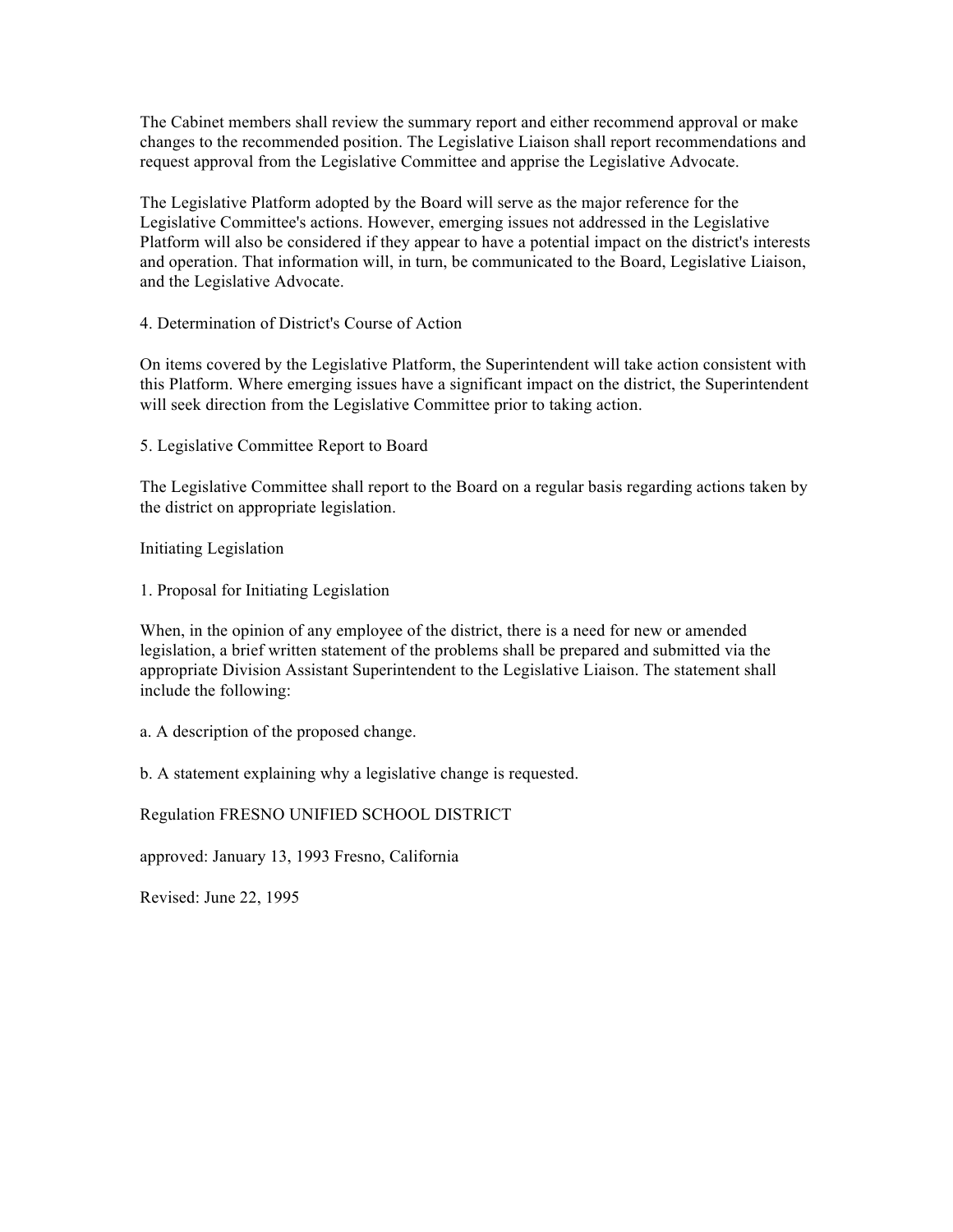The Cabinet members shall review the summary report and either recommend approval or make changes to the recommended position. The Legislative Liaison shall report recommendations and request approval from the Legislative Committee and apprise the Legislative Advocate.

The Legislative Platform adopted by the Board will serve as the major reference for the Legislative Committee's actions. However, emerging issues not addressed in the Legislative Platform will also be considered if they appear to have a potential impact on the district's interests and operation. That information will, in turn, be communicated to the Board, Legislative Liaison, and the Legislative Advocate.

4. Determination of District's Course of Action

On items covered by the Legislative Platform, the Superintendent will take action consistent with this Platform. Where emerging issues have a significant impact on the district, the Superintendent will seek direction from the Legislative Committee prior to taking action.

5. Legislative Committee Report to Board

The Legislative Committee shall report to the Board on a regular basis regarding actions taken by the district on appropriate legislation.

Initiating Legislation

1. Proposal for Initiating Legislation

When, in the opinion of any employee of the district, there is a need for new or amended legislation, a brief written statement of the problems shall be prepared and submitted via the appropriate Division Assistant Superintendent to the Legislative Liaison. The statement shall include the following:

a. A description of the proposed change.

b. A statement explaining why a legislative change is requested.

Regulation FRESNO UNIFIED SCHOOL DISTRICT

approved: January 13, 1993 Fresno, California

Revised: June 22, 1995